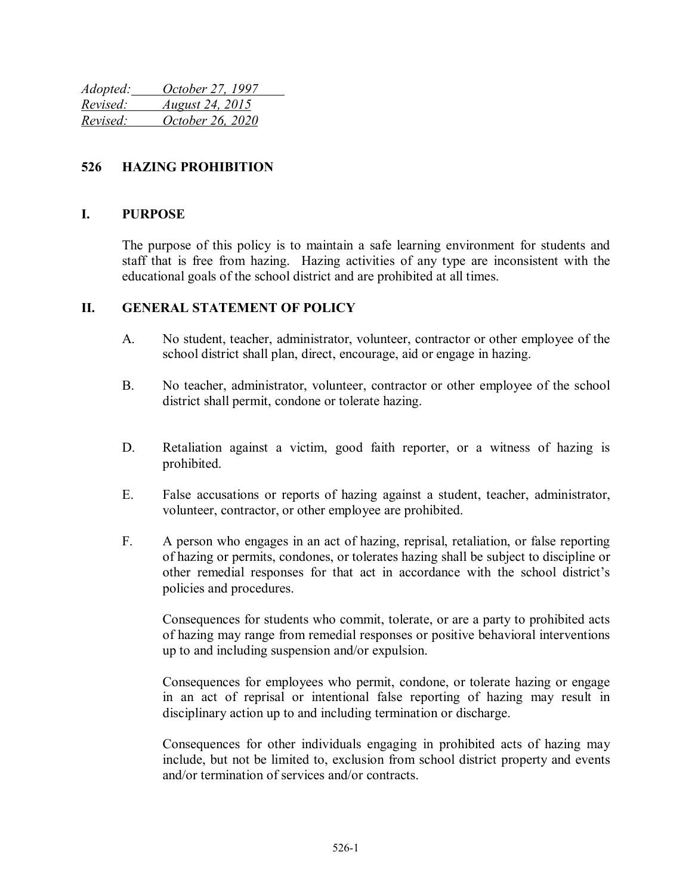*Adopted: October 27, 1997*
*Revised: August 24, 2015*
*Revised: October 26, 2020*

# 526 HAZING PROHIBITION

## I. PURPOSE

The purpose of this policy is to maintain a safe learning environment for students and staff that is free from hazing. Hazing activities of any type are inconsistent with the educational goals of the school district and are prohibited at all times.

## II. GENERAL STATEMENT OF POLICY

A. No student, teacher, administrator, volunteer, contractor or other employee of the school district shall plan, direct, encourage, aid or engage in hazing.

B. No teacher, administrator, volunteer, contractor or other employee of the school district shall permit, condone or tolerate hazing.

D. Retaliation against a victim, good faith reporter, or a witness of hazing is prohibited.

E. False accusations or reports of hazing against a student, teacher, administrator, volunteer, contractor, or other employee are prohibited.

F. A person who engages in an act of hazing, reprisal, retaliation, or false reporting of hazing or permits, condones, or tolerates hazing shall be subject to discipline or other remedial responses for that act in accordance with the school district's policies and procedures.

Consequences for students who commit, tolerate, or are a party to prohibited acts of hazing may range from remedial responses or positive behavioral interventions up to and including suspension and/or expulsion.

Consequences for employees who permit, condone, or tolerate hazing or engage in an act of reprisal or intentional false reporting of hazing may result in disciplinary action up to and including termination or discharge.

Consequences for other individuals engaging in prohibited acts of hazing may include, but not be limited to, exclusion from school district property and events and/or termination of services and/or contracts.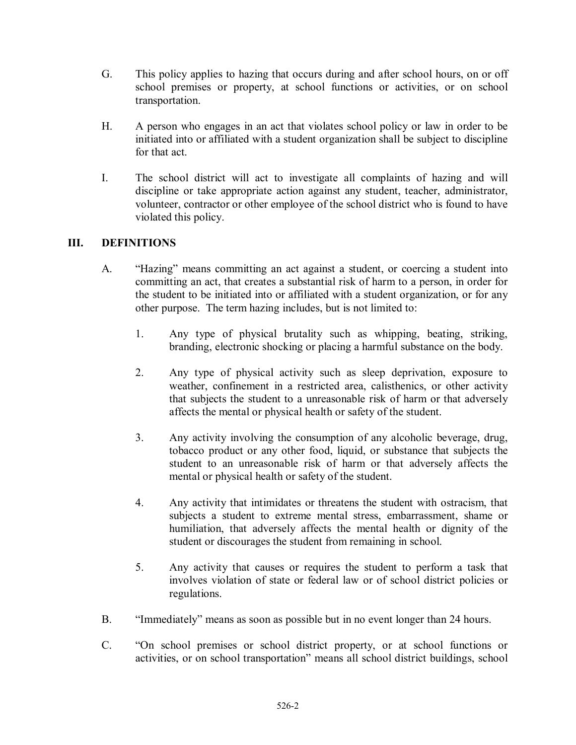G. This policy applies to hazing that occurs during and after school hours, on or off school premises or property, at school functions or activities, or on school transportation.

H. A person who engages in an act that violates school policy or law in order to be initiated into or affiliated with a student organization shall be subject to discipline for that act.

I. The school district will act to investigate all complaints of hazing and will discipline or take appropriate action against any student, teacher, administrator, volunteer, contractor or other employee of the school district who is found to have violated this policy.

## III. DEFINITIONS

A. "Hazing" means committing an act against a student, or coercing a student into committing an act, that creates a substantial risk of harm to a person, in order for the student to be initiated into or affiliated with a student organization, or for any other purpose. The term hazing includes, but is not limited to:

1. Any type of physical brutality such as whipping, beating, striking, branding, electronic shocking or placing a harmful substance on the body.

2. Any type of physical activity such as sleep deprivation, exposure to weather, confinement in a restricted area, calisthenics, or other activity that subjects the student to a unreasonable risk of harm or that adversely affects the mental or physical health or safety of the student.

3. Any activity involving the consumption of any alcoholic beverage, drug, tobacco product or any other food, liquid, or substance that subjects the student to an unreasonable risk of harm or that adversely affects the mental or physical health or safety of the student.

4. Any activity that intimidates or threatens the student with ostracism, that subjects a student to extreme mental stress, embarrassment, shame or humiliation, that adversely affects the mental health or dignity of the student or discourages the student from remaining in school.

5. Any activity that causes or requires the student to perform a task that involves violation of state or federal law or of school district policies or regulations.

B. "Immediately" means as soon as possible but in no event longer than 24 hours.

C. "On school premises or school district property, or at school functions or activities, or on school transportation" means all school district buildings, school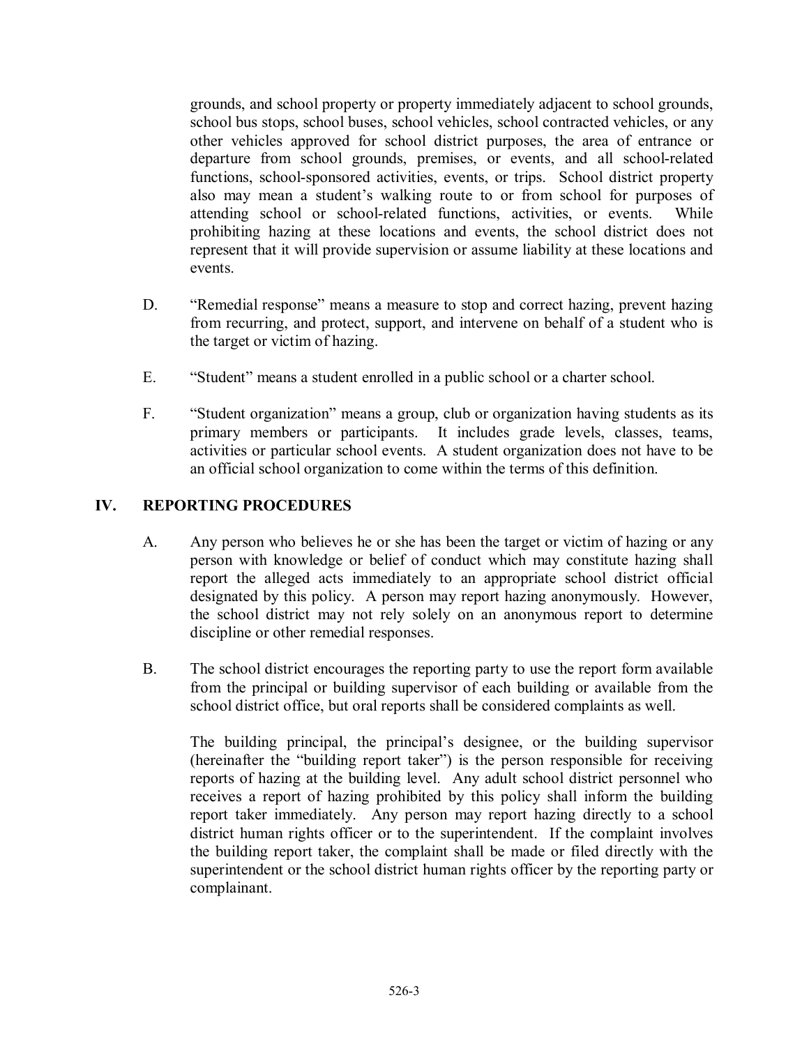grounds, and school property or property immediately adjacent to school grounds, school bus stops, school buses, school vehicles, school contracted vehicles, or any other vehicles approved for school district purposes, the area of entrance or departure from school grounds, premises, or events, and all school-related functions, school-sponsored activities, events, or trips. School district property also may mean a student's walking route to or from school for purposes of attending school or school-related functions, activities, or events. While prohibiting hazing at these locations and events, the school district does not represent that it will provide supervision or assume liability at these locations and events.

D. "Remedial response" means a measure to stop and correct hazing, prevent hazing from recurring, and protect, support, and intervene on behalf of a student who is the target or victim of hazing.

E. "Student" means a student enrolled in a public school or a charter school.

F. "Student organization" means a group, club or organization having students as its primary members or participants. It includes grade levels, classes, teams, activities or particular school events. A student organization does not have to be an official school organization to come within the terms of this definition.

## IV. REPORTING PROCEDURES

A. Any person who believes he or she has been the target or victim of hazing or any person with knowledge or belief of conduct which may constitute hazing shall report the alleged acts immediately to an appropriate school district official designated by this policy. A person may report hazing anonymously. However, the school district may not rely solely on an anonymous report to determine discipline or other remedial responses.

B. The school district encourages the reporting party to use the report form available from the principal or building supervisor of each building or available from the school district office, but oral reports shall be considered complaints as well.

The building principal, the principal's designee, or the building supervisor (hereinafter the "building report taker") is the person responsible for receiving reports of hazing at the building level. Any adult school district personnel who receives a report of hazing prohibited by this policy shall inform the building report taker immediately. Any person may report hazing directly to a school district human rights officer or to the superintendent. If the complaint involves the building report taker, the complaint shall be made or filed directly with the superintendent or the school district human rights officer by the reporting party or complainant.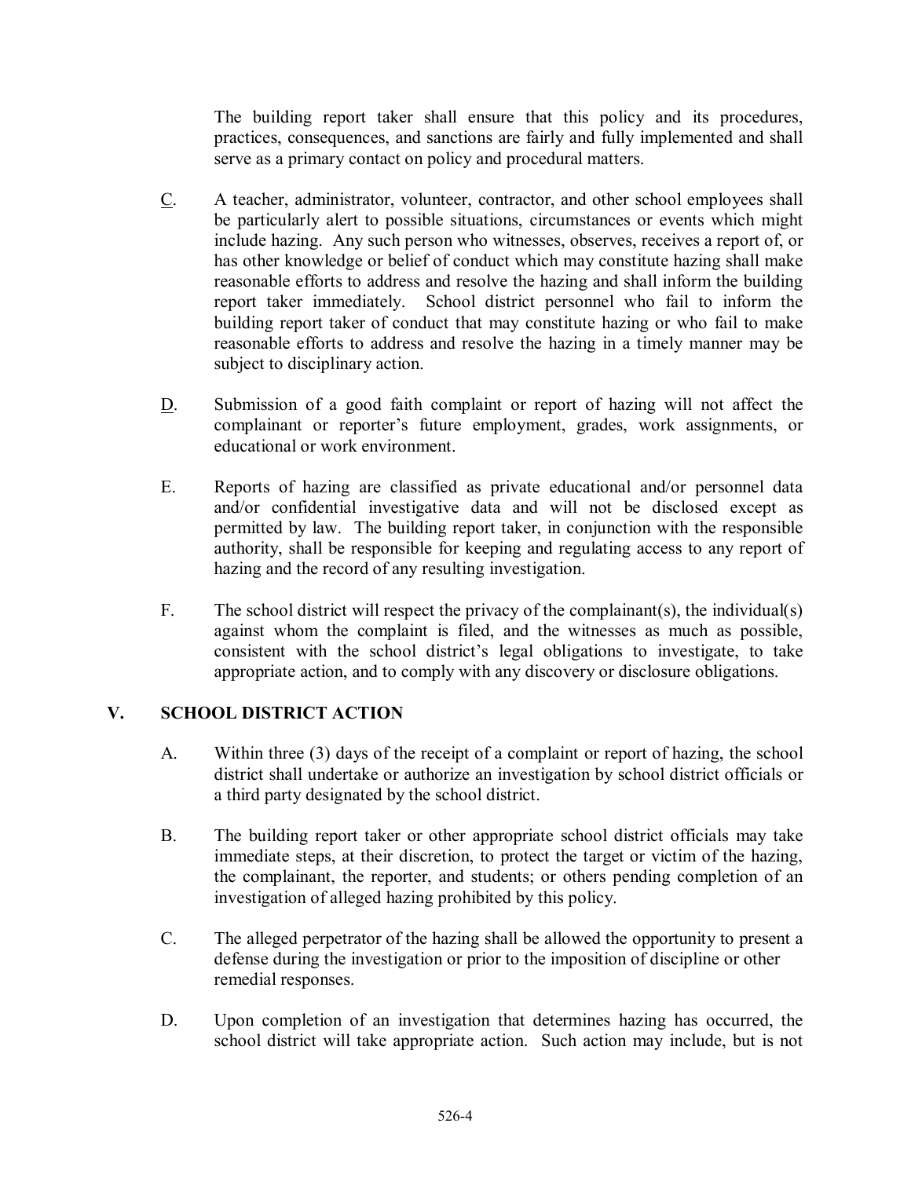The building report taker shall ensure that this policy and its procedures, practices, consequences, and sanctions are fairly and fully implemented and shall serve as a primary contact on policy and procedural matters.

C. A teacher, administrator, volunteer, contractor, and other school employees shall be particularly alert to possible situations, circumstances or events which might include hazing. Any such person who witnesses, observes, receives a report of, or has other knowledge or belief of conduct which may constitute hazing shall make reasonable efforts to address and resolve the hazing and shall inform the building report taker immediately. School district personnel who fail to inform the building report taker of conduct that may constitute hazing or who fail to make reasonable efforts to address and resolve the hazing in a timely manner may be subject to disciplinary action.

D. Submission of a good faith complaint or report of hazing will not affect the complainant or reporter's future employment, grades, work assignments, or educational or work environment.

E. Reports of hazing are classified as private educational and/or personnel data and/or confidential investigative data and will not be disclosed except as permitted by law. The building report taker, in conjunction with the responsible authority, shall be responsible for keeping and regulating access to any report of hazing and the record of any resulting investigation.

F. The school district will respect the privacy of the complainant(s), the individual(s) against whom the complaint is filed, and the witnesses as much as possible, consistent with the school district's legal obligations to investigate, to take appropriate action, and to comply with any discovery or disclosure obligations.

## V. SCHOOL DISTRICT ACTION

A. Within three (3) days of the receipt of a complaint or report of hazing, the school district shall undertake or authorize an investigation by school district officials or a third party designated by the school district.

B. The building report taker or other appropriate school district officials may take immediate steps, at their discretion, to protect the target or victim of the hazing, the complainant, the reporter, and students; or others pending completion of an investigation of alleged hazing prohibited by this policy.

C. The alleged perpetrator of the hazing shall be allowed the opportunity to present a defense during the investigation or prior to the imposition of discipline or other remedial responses.

D. Upon completion of an investigation that determines hazing has occurred, the school district will take appropriate action. Such action may include, but is not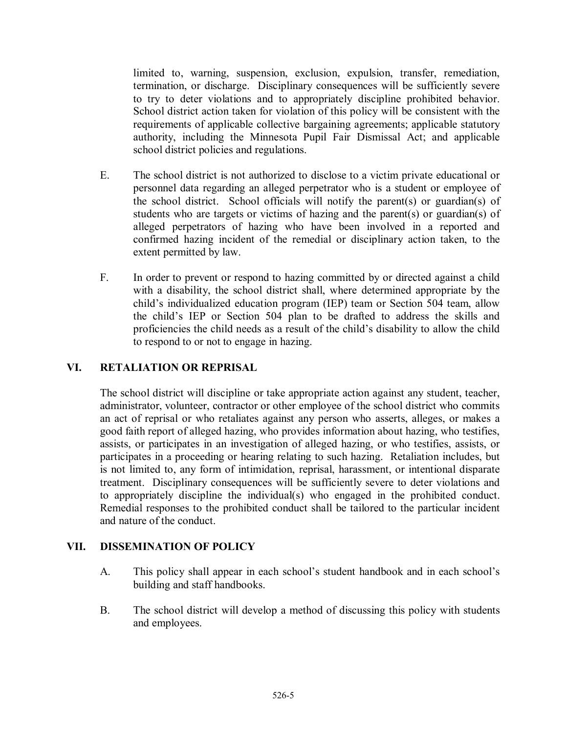limited to, warning, suspension, exclusion, expulsion, transfer, remediation, termination, or discharge. Disciplinary consequences will be sufficiently severe to try to deter violations and to appropriately discipline prohibited behavior. School district action taken for violation of this policy will be consistent with the requirements of applicable collective bargaining agreements; applicable statutory authority, including the Minnesota Pupil Fair Dismissal Act; and applicable school district policies and regulations.

E. The school district is not authorized to disclose to a victim private educational or personnel data regarding an alleged perpetrator who is a student or employee of the school district. School officials will notify the parent(s) or guardian(s) of students who are targets or victims of hazing and the parent(s) or guardian(s) of alleged perpetrators of hazing who have been involved in a reported and confirmed hazing incident of the remedial or disciplinary action taken, to the extent permitted by law.

F. In order to prevent or respond to hazing committed by or directed against a child with a disability, the school district shall, where determined appropriate by the child's individualized education program (IEP) team or Section 504 team, allow the child's IEP or Section 504 plan to be drafted to address the skills and proficiencies the child needs as a result of the child's disability to allow the child to respond to or not to engage in hazing.

## VI. RETALIATION OR REPRISAL

The school district will discipline or take appropriate action against any student, teacher, administrator, volunteer, contractor or other employee of the school district who commits an act of reprisal or who retaliates against any person who asserts, alleges, or makes a good faith report of alleged hazing, who provides information about hazing, who testifies, assists, or participates in an investigation of alleged hazing, or who testifies, assists, or participates in a proceeding or hearing relating to such hazing. Retaliation includes, but is not limited to, any form of intimidation, reprisal, harassment, or intentional disparate treatment. Disciplinary consequences will be sufficiently severe to deter violations and to appropriately discipline the individual(s) who engaged in the prohibited conduct. Remedial responses to the prohibited conduct shall be tailored to the particular incident and nature of the conduct.

## VII. DISSEMINATION OF POLICY

A. This policy shall appear in each school's student handbook and in each school's building and staff handbooks.

B. The school district will develop a method of discussing this policy with students and employees.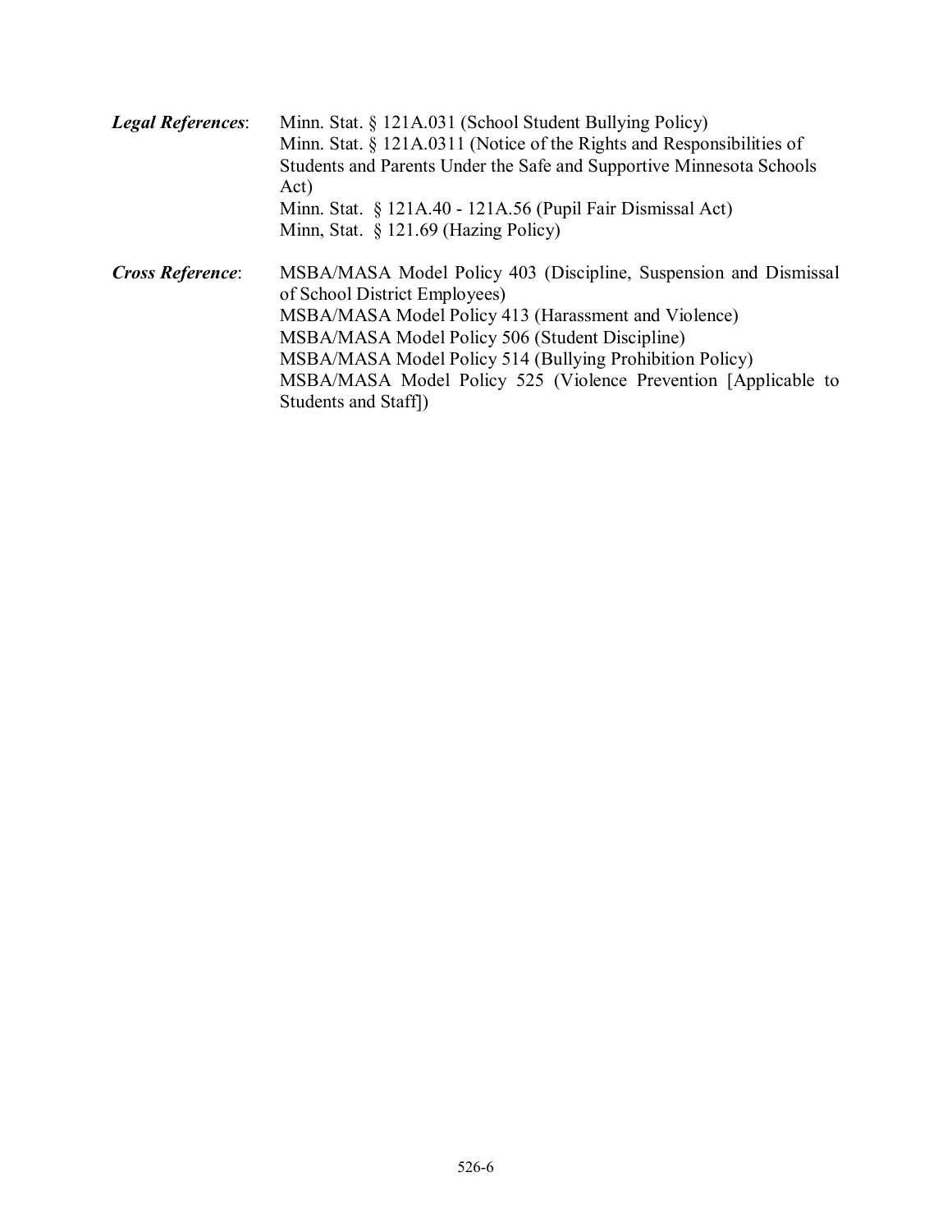*Legal References*: Minn. Stat. § 121A.031 (School Student Bullying Policy)
Minn. Stat. § 121A.0311 (Notice of the Rights and Responsibilities of Students and Parents Under the Safe and Supportive Minnesota Schools Act)
Minn. Stat. § 121A.40 - 121A.56 (Pupil Fair Dismissal Act)
Minn, Stat. § 121.69 (Hazing Policy)

*Cross Reference*: MSBA/MASA Model Policy 403 (Discipline, Suspension and Dismissal of School District Employees)
MSBA/MASA Model Policy 413 (Harassment and Violence)
MSBA/MASA Model Policy 506 (Student Discipline)
MSBA/MASA Model Policy 514 (Bullying Prohibition Policy)
MSBA/MASA Model Policy 525 (Violence Prevention [Applicable to Students and Staff])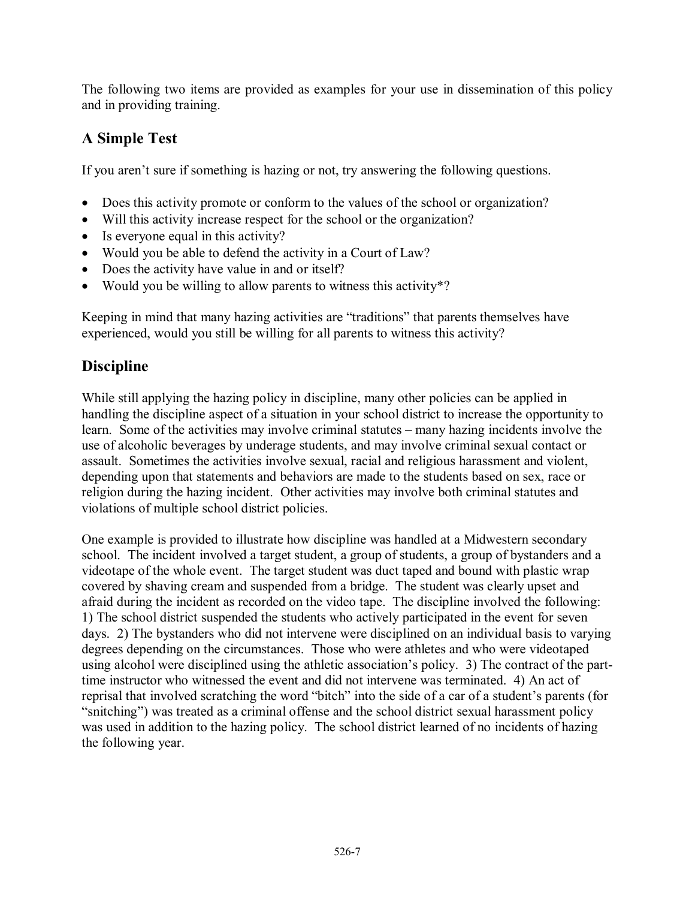The following two items are provided as examples for your use in dissemination of this policy and in providing training.

## A Simple Test

If you aren't sure if something is hazing or not, try answering the following questions.

- Does this activity promote or conform to the values of the school or organization?
- Will this activity increase respect for the school or the organization?
- Is everyone equal in this activity?
- Would you be able to defend the activity in a Court of Law?
- Does the activity have value in and or itself?
- Would you be willing to allow parents to witness this activity*?

Keeping in mind that many hazing activities are "traditions" that parents themselves have experienced, would you still be willing for all parents to witness this activity?

## Discipline

While still applying the hazing policy in discipline, many other policies can be applied in handling the discipline aspect of a situation in your school district to increase the opportunity to learn. Some of the activities may involve criminal statutes – many hazing incidents involve the use of alcoholic beverages by underage students, and may involve criminal sexual contact or assault. Sometimes the activities involve sexual, racial and religious harassment and violent, depending upon that statements and behaviors are made to the students based on sex, race or religion during the hazing incident. Other activities may involve both criminal statutes and violations of multiple school district policies.

One example is provided to illustrate how discipline was handled at a Midwestern secondary school. The incident involved a target student, a group of students, a group of bystanders and a videotape of the whole event. The target student was duct taped and bound with plastic wrap covered by shaving cream and suspended from a bridge. The student was clearly upset and afraid during the incident as recorded on the video tape. The discipline involved the following: 1) The school district suspended the students who actively participated in the event for seven days. 2) The bystanders who did not intervene were disciplined on an individual basis to varying degrees depending on the circumstances. Those who were athletes and who were videotaped using alcohol were disciplined using the athletic association's policy. 3) The contract of the part-time instructor who witnessed the event and did not intervene was terminated. 4) An act of reprisal that involved scratching the word "bitch" into the side of a car of a student's parents (for "snitching") was treated as a criminal offense and the school district sexual harassment policy was used in addition to the hazing policy. The school district learned of no incidents of hazing the following year.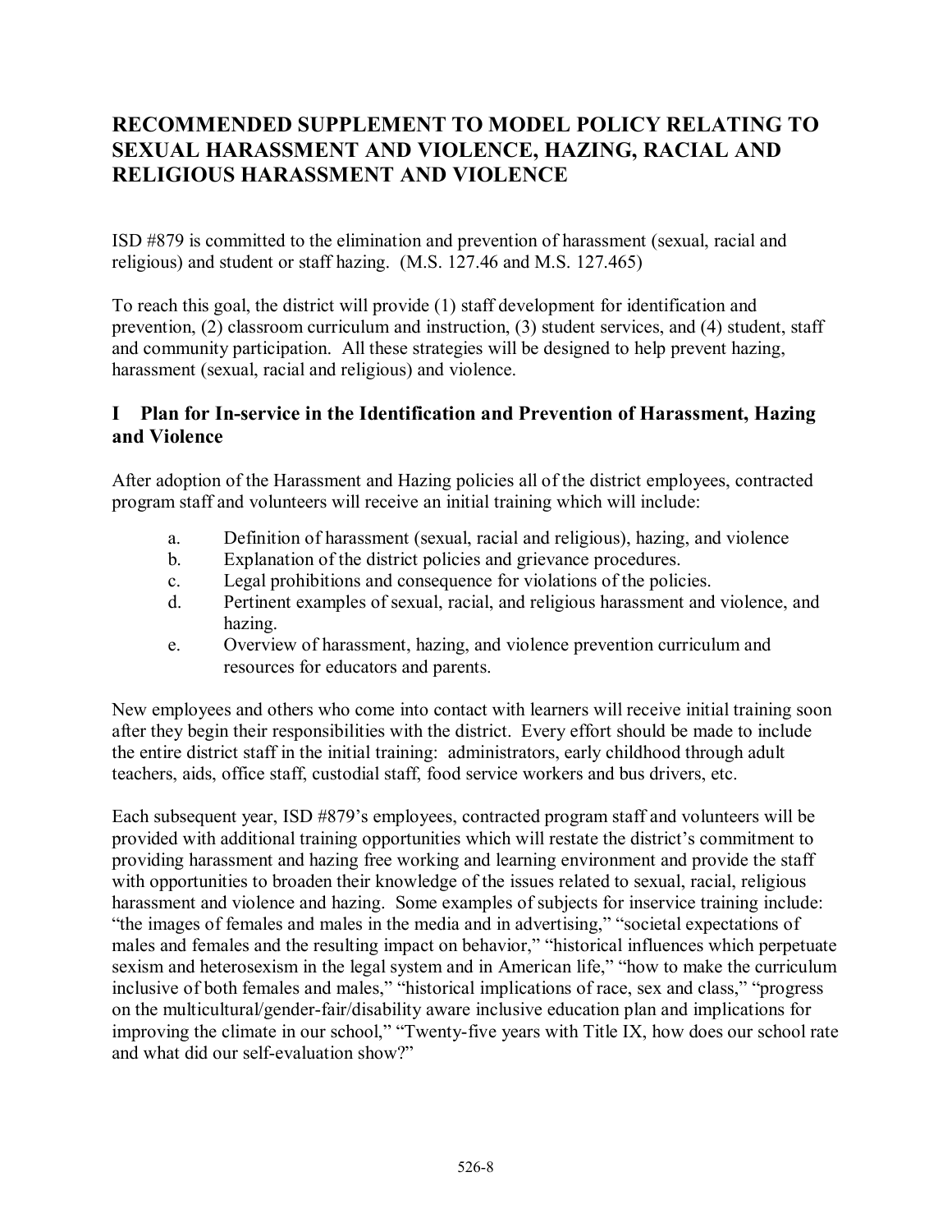# RECOMMENDED SUPPLEMENT TO MODEL POLICY RELATING TO SEXUAL HARASSMENT AND VIOLENCE, HAZING, RACIAL AND RELIGIOUS HARASSMENT AND VIOLENCE

ISD #879 is committed to the elimination and prevention of harassment (sexual, racial and religious) and student or staff hazing. (M.S. 127.46 and M.S. 127.465)

To reach this goal, the district will provide (1) staff development for identification and prevention, (2) classroom curriculum and instruction, (3) student services, and (4) student, staff and community participation. All these strategies will be designed to help prevent hazing, harassment (sexual, racial and religious) and violence.

## I Plan for In-service in the Identification and Prevention of Harassment, Hazing and Violence

After adoption of the Harassment and Hazing policies all of the district employees, contracted program staff and volunteers will receive an initial training which will include:

a. Definition of harassment (sexual, racial and religious), hazing, and violence
b. Explanation of the district policies and grievance procedures.
c. Legal prohibitions and consequence for violations of the policies.
d. Pertinent examples of sexual, racial, and religious harassment and violence, and hazing.
e. Overview of harassment, hazing, and violence prevention curriculum and resources for educators and parents.

New employees and others who come into contact with learners will receive initial training soon after they begin their responsibilities with the district. Every effort should be made to include the entire district staff in the initial training: administrators, early childhood through adult teachers, aids, office staff, custodial staff, food service workers and bus drivers, etc.

Each subsequent year, ISD #879's employees, contracted program staff and volunteers will be provided with additional training opportunities which will restate the district's commitment to providing harassment and hazing free working and learning environment and provide the staff with opportunities to broaden their knowledge of the issues related to sexual, racial, religious harassment and violence and hazing. Some examples of subjects for inservice training include: "the images of females and males in the media and in advertising," "societal expectations of males and females and the resulting impact on behavior," "historical influences which perpetuate sexism and heterosexism in the legal system and in American life," "how to make the curriculum inclusive of both females and males," "historical implications of race, sex and class," "progress on the multicultural/gender-fair/disability aware inclusive education plan and implications for improving the climate in our school," "Twenty-five years with Title IX, how does our school rate and what did our self-evaluation show?"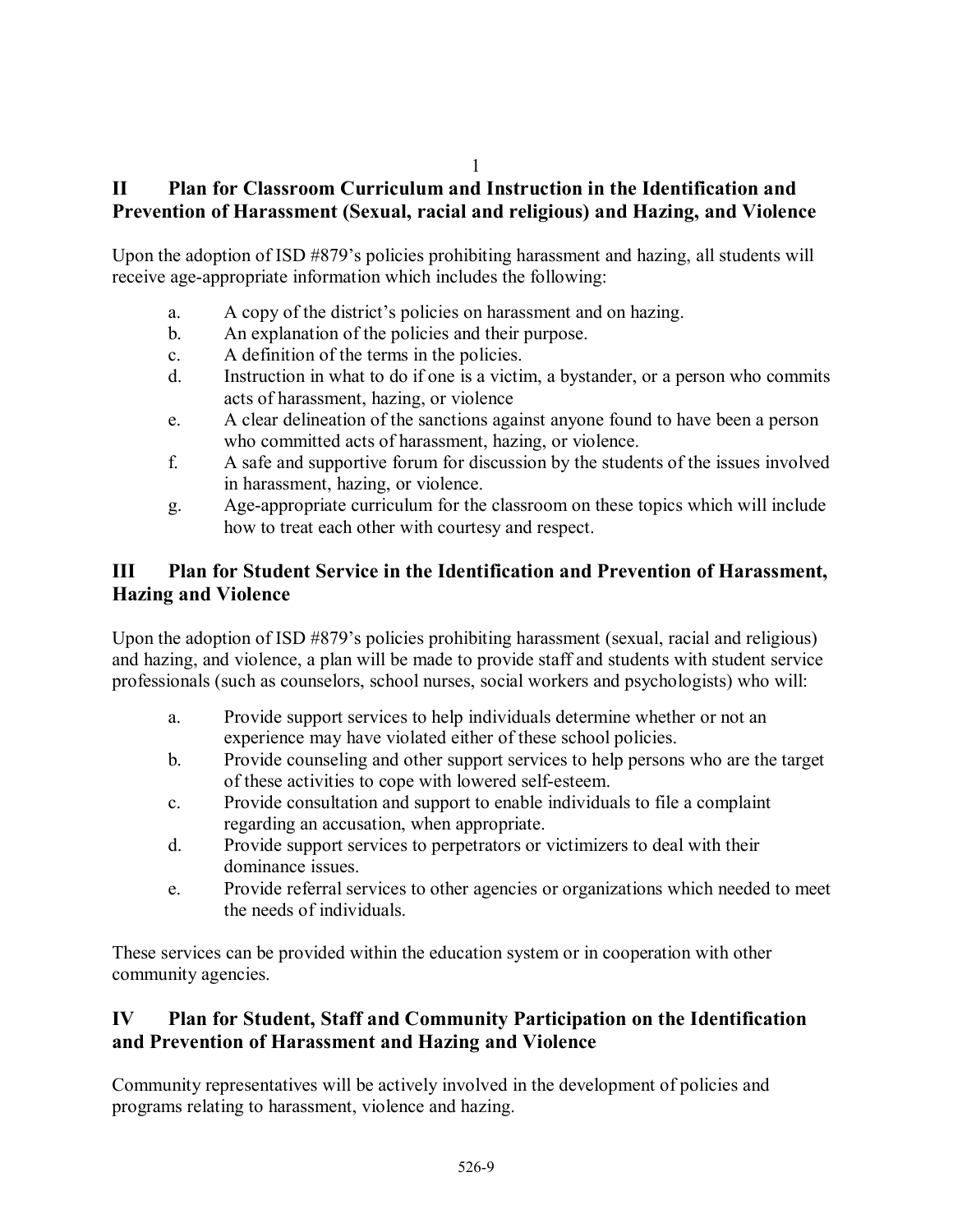## II Plan for Classroom Curriculum and Instruction in the Identification and Prevention of Harassment (Sexual, racial and religious) and Hazing, and Violence

Upon the adoption of ISD #879's policies prohibiting harassment and hazing, all students will receive age-appropriate information which includes the following:

a. A copy of the district's policies on harassment and on hazing.
b. An explanation of the policies and their purpose.
c. A definition of the terms in the policies.
d. Instruction in what to do if one is a victim, a bystander, or a person who commits acts of harassment, hazing, or violence
e. A clear delineation of the sanctions against anyone found to have been a person who committed acts of harassment, hazing, or violence.
f. A safe and supportive forum for discussion by the students of the issues involved in harassment, hazing, or violence.
g. Age-appropriate curriculum for the classroom on these topics which will include how to treat each other with courtesy and respect.

## III Plan for Student Service in the Identification and Prevention of Harassment, Hazing and Violence

Upon the adoption of ISD #879's policies prohibiting harassment (sexual, racial and religious) and hazing, and violence, a plan will be made to provide staff and students with student service professionals (such as counselors, school nurses, social workers and psychologists) who will:

a. Provide support services to help individuals determine whether or not an experience may have violated either of these school policies.
b. Provide counseling and other support services to help persons who are the target of these activities to cope with lowered self-esteem.
c. Provide consultation and support to enable individuals to file a complaint regarding an accusation, when appropriate.
d. Provide support services to perpetrators or victimizers to deal with their dominance issues.
e. Provide referral services to other agencies or organizations which needed to meet the needs of individuals.

These services can be provided within the education system or in cooperation with other community agencies.

## IV Plan for Student, Staff and Community Participation on the Identification and Prevention of Harassment and Hazing and Violence

Community representatives will be actively involved in the development of policies and programs relating to harassment, violence and hazing.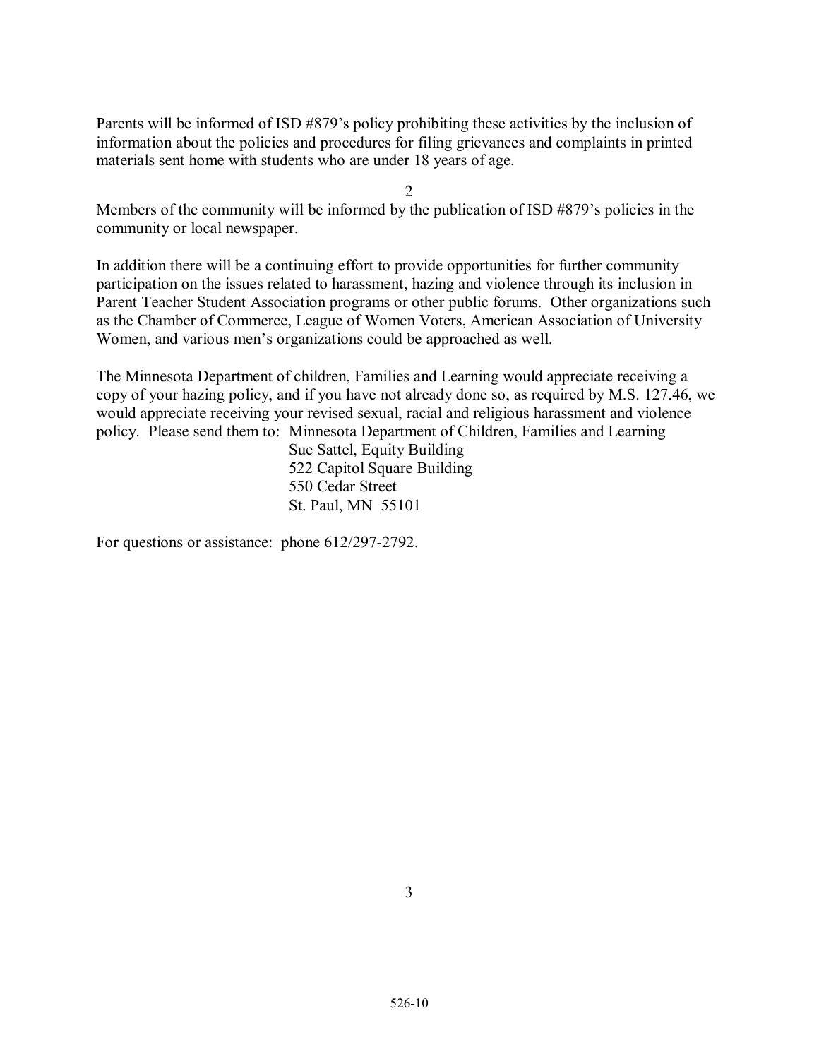Parents will be informed of ISD #879's policy prohibiting these activities by the inclusion of information about the policies and procedures for filing grievances and complaints in printed materials sent home with students who are under 18 years of age.

Members of the community will be informed by the publication of ISD #879's policies in the community or local newspaper.

In addition there will be a continuing effort to provide opportunities for further community participation on the issues related to harassment, hazing and violence through its inclusion in Parent Teacher Student Association programs or other public forums. Other organizations such as the Chamber of Commerce, League of Women Voters, American Association of University Women, and various men's organizations could be approached as well.

The Minnesota Department of children, Families and Learning would appreciate receiving a copy of your hazing policy, and if you have not already done so, as required by M.S. 127.46, we would appreciate receiving your revised sexual, racial and religious harassment and violence policy. Please send them to: Minnesota Department of Children, Families and Learning
Sue Sattel, Equity Building
522 Capitol Square Building
550 Cedar Street
St. Paul, MN 55101

For questions or assistance: phone 612/297-2792.